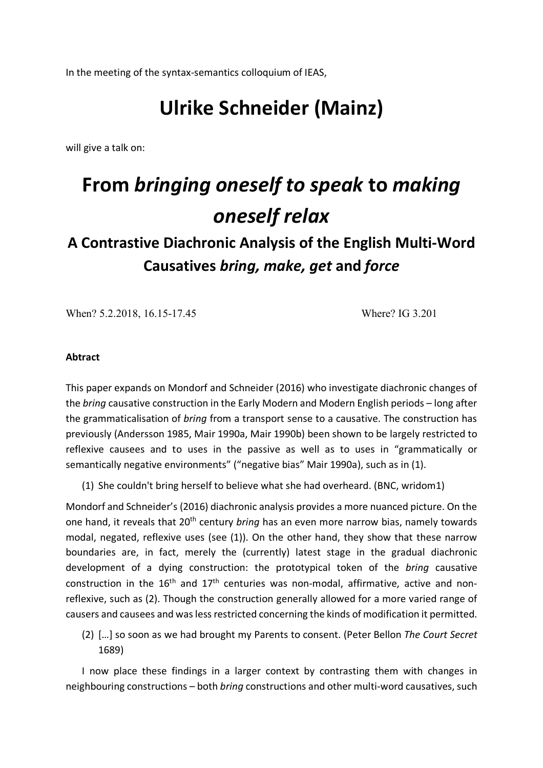In the meeting of the syntax-semantics colloquium of IEAS,

# Ulrike Schneider (Mainz)

will give a talk on:

# From *bringing oneself to speak* to *making oneself relax*

## A Contrastive Diachronic Analysis of the English Multi-Word Causatives *bring, make, get* and *force*

When? 5.2.2018, 16.15-17.45 Where? IG 3.201

**Abtract**

This paper expands on Mondorf and Schneider (2016) who investigate diachronic changes of the *bring* causative construction in the Early Modern and Modern English periods – long after the grammaticalisation of *bring* from a transport sense to a causative. The construction has previously (Andersson 1985, Mair 1990a, Mair 1990b) been shown to be largely restricted to reflexive causees and to uses in the passive as well as to uses in "grammatically or semantically negative environments" ("negative bias" Mair 1990a), such as in (1).

(1) She couldn't bring herself to believe what she had overheard. (BNC, wridom1)

Mondorf and Schneider's (2016) diachronic analysis provides a more nuanced picture. On the one hand, it reveals that 20th century *bring* has an even more narrow bias, namely towards modal, negated, reflexive uses (see (1)). On the other hand, they show that these narrow boundaries are, in fact, merely the (currently) latest stage in the gradual diachronic development of a dying construction: the prototypical token of the *bring* causative construction in the 16th and 17th centuries was non-modal, affirmative, active and non-reflexive, such as (2). Though the construction generally allowed for a more varied range of causers and causees and was less restricted concerning the kinds of modification it permitted.

(2) […] so soon as we had brought my Parents to consent. (Peter Bellon *The Court Secret* 1689)

I now place these findings in a larger context by contrasting them with changes in neighbouring constructions – both *bring* constructions and other multi-word causatives, such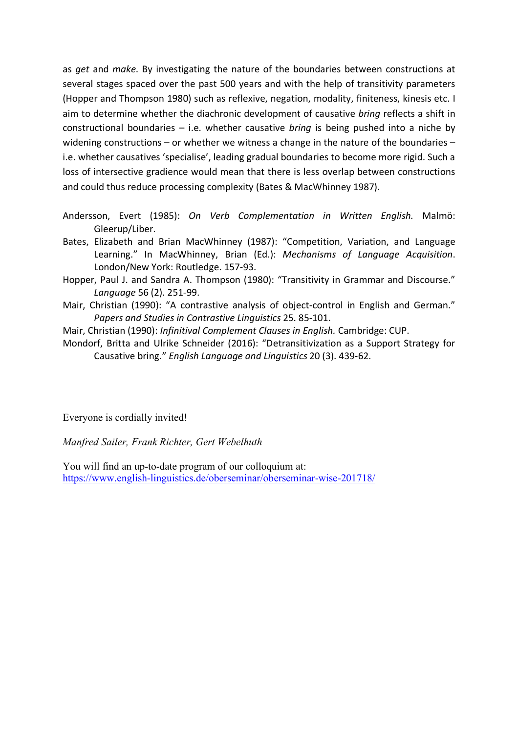as *get* and *make*. By investigating the nature of the boundaries between constructions at several stages spaced over the past 500 years and with the help of transitivity parameters (Hopper and Thompson 1980) such as reflexive, negation, modality, finiteness, kinesis etc. I aim to determine whether the diachronic development of causative *bring* reflects a shift in constructional boundaries – i.e. whether causative *bring* is being pushed into a niche by widening constructions – or whether we witness a change in the nature of the boundaries – i.e. whether causatives 'specialise', leading gradual boundaries to become more rigid. Such a loss of intersective gradience would mean that there is less overlap between constructions and could thus reduce processing complexity (Bates & MacWhinney 1987).

Andersson, Evert (1985): *On Verb Complementation in Written English.* Malmö: Gleerup/Liber.

Bates, Elizabeth and Brian MacWhinney (1987): "Competition, Variation, and Language Learning." In MacWhinney, Brian (Ed.): *Mechanisms of Language Acquisition*. London/New York: Routledge. 157-93.

Hopper, Paul J. and Sandra A. Thompson (1980): "Transitivity in Grammar and Discourse." *Language* 56 (2). 251-99.

Mair, Christian (1990): "A contrastive analysis of object-control in English and German." *Papers and Studies in Contrastive Linguistics* 25. 85-101.

Mair, Christian (1990): *Infinitival Complement Clauses in English.* Cambridge: CUP.

Mondorf, Britta and Ulrike Schneider (2016): "Detransitivization as a Support Strategy for Causative bring." *English Language and Linguistics* 20 (3). 439-62.

Everyone is cordially invited!

*Manfred Sailer, Frank Richter, Gert Webelhuth*

You will find an up-to-date program of our colloquium at:
https://www.english-linguistics.de/oberseminar/oberseminar-wise-201718/